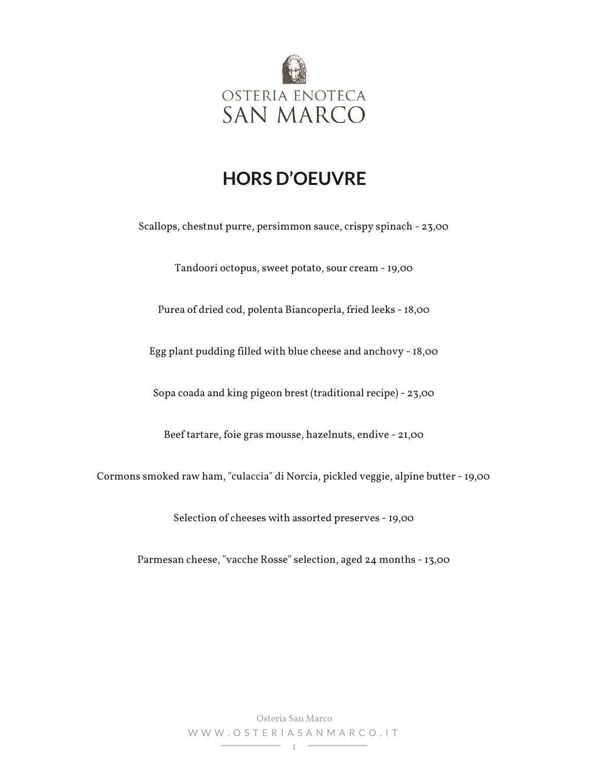OSTERIA ENOTECA
SAN MARCO

# HORS D'OEUVRE

Scallops, chestnut purre, persimmon sauce, crispy spinach - 23,00

Tandoori octopus, sweet potato, sour cream - 19,00

Purea of dried cod, polenta Biancoperla, fried leeks - 18,00

Egg plant pudding filled with blue cheese and anchovy - 18,00

Sopa coada and king pigeon brest (traditional recipe) - 23,00

Beef tartare, foie gras mousse, hazelnuts, endive - 21,00

Cormons smoked raw ham, "culaccia" di Norcia, pickled veggie, alpine butter - 19,00

Selection of cheeses with assorted preserves - 19,00

Parmesan cheese, "vacche Rosse" selection, aged 24 months - 13,00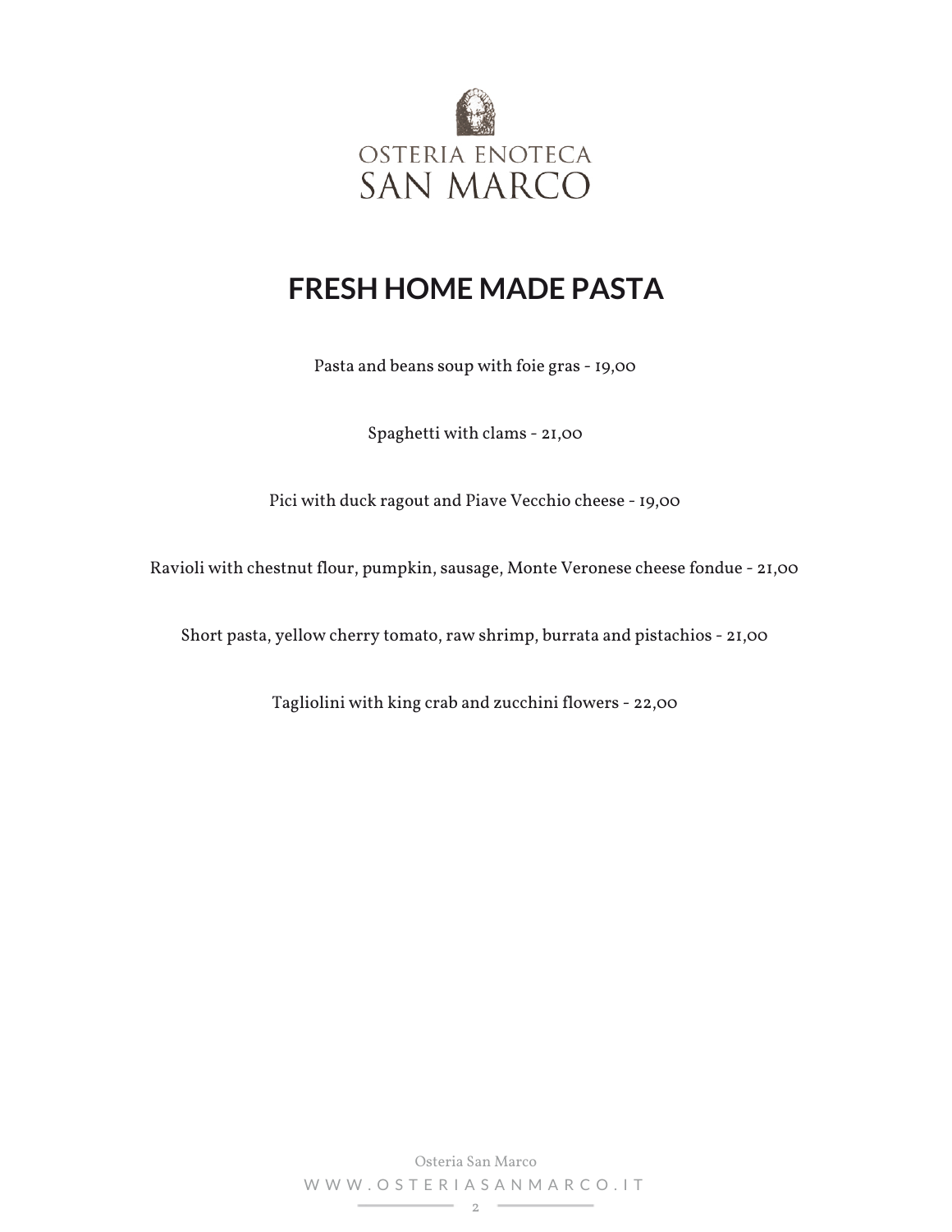OSTERIA ENOTECA
SAN MARCO

# FRESH HOME MADE PASTA

Pasta and beans soup with foie gras - 19,00

Spaghetti with clams - 21,00

Pici with duck ragout and Piave Vecchio cheese - 19,00

Ravioli with chestnut flour, pumpkin, sausage, Monte Veronese cheese fondue - 21,00

Short pasta, yellow cherry tomato, raw shrimp, burrata and pistachios - 21,00

Tagliolini with king crab and zucchini flowers - 22,00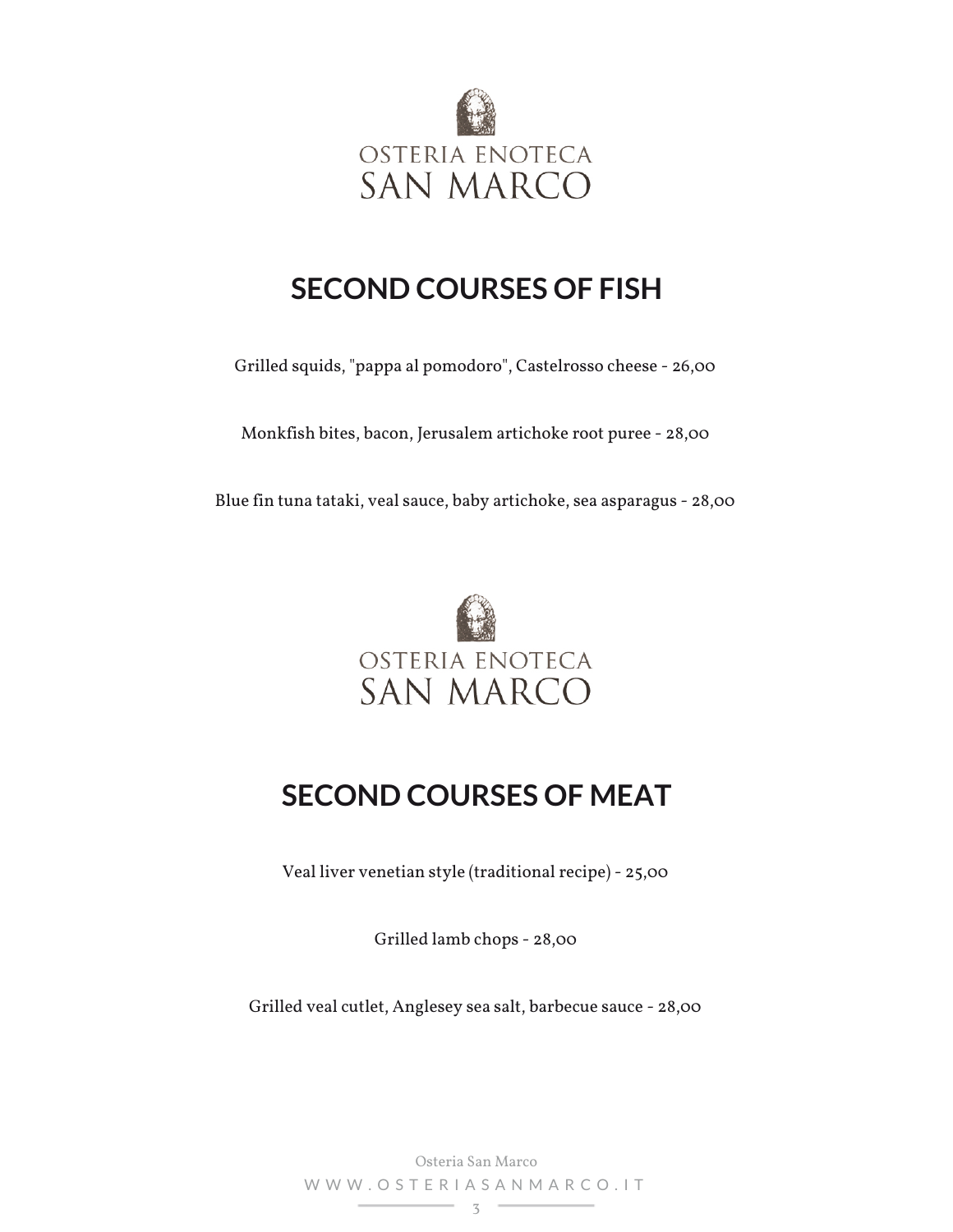OSTERIA ENOTECA
SAN MARCO

## SECOND COURSES OF FISH

Grilled squids, "pappa al pomodoro", Castelrosso cheese - 26,00

Monkfish bites, bacon, Jerusalem artichoke root puree - 28,00

Blue fin tuna tataki, veal sauce, baby artichoke, sea asparagus - 28,00

OSTERIA ENOTECA
SAN MARCO

## SECOND COURSES OF MEAT

Veal liver venetian style (traditional recipe) - 25,00

Grilled lamb chops - 28,00

Grilled veal cutlet, Anglesey sea salt, barbecue sauce - 28,00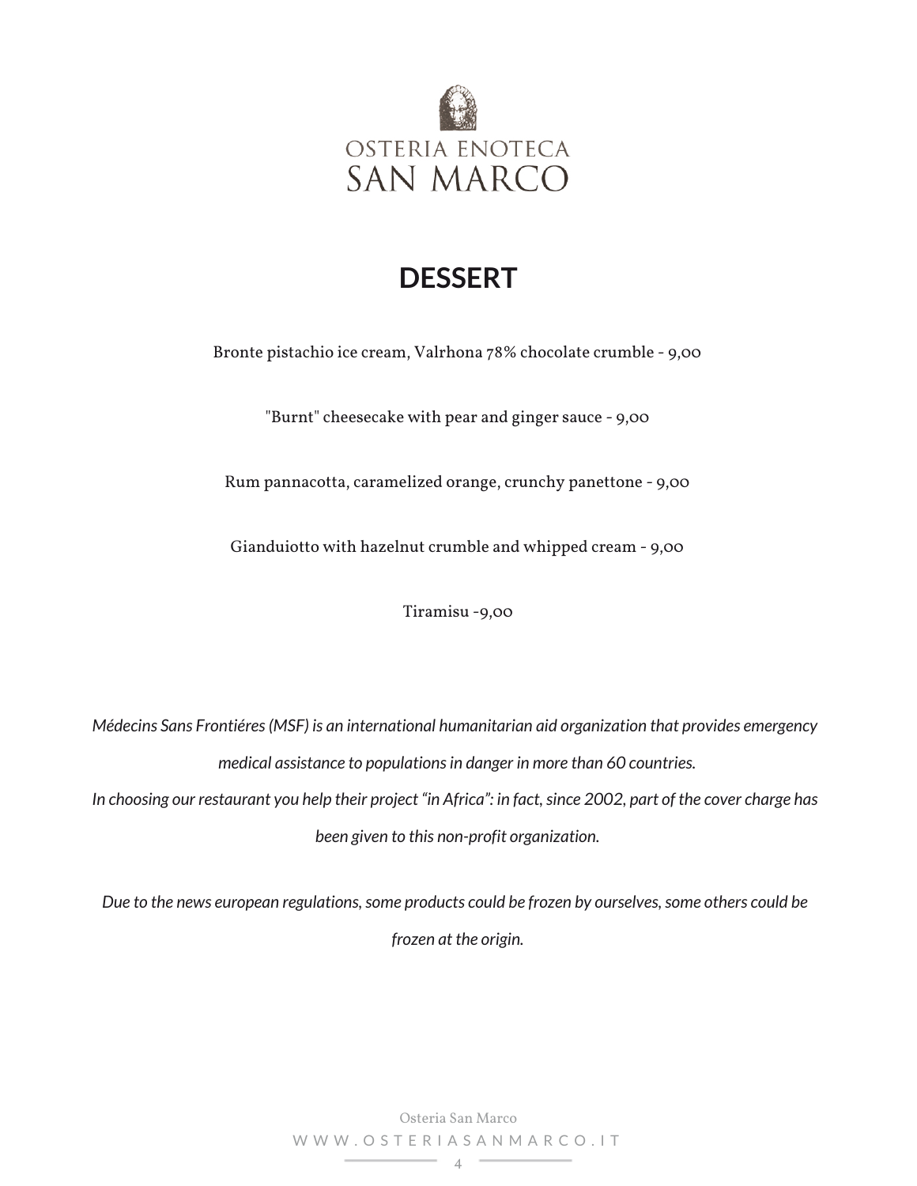OSTERIA ENOTECA
SAN MARCO

# DESSERT

Bronte pistachio ice cream, Valrhona 78% chocolate crumble - 9,00

"Burnt" cheesecake with pear and ginger sauce - 9,00

Rum pannacotta, caramelized orange, crunchy panettone - 9,00

Gianduiotto with hazelnut crumble and whipped cream - 9,00

Tiramisu -9,00

*Médecins Sans Frontiéres (MSF) is an international humanitarian aid organization that provides emergency medical assistance to populations in danger in more than 60 countries.*
*In choosing our restaurant you help their project "in Africa": in fact, since 2002, part of the cover charge has been given to this non-profit organization.*

*Due to the news european regulations, some products could be frozen by ourselves, some others could be frozen at the origin.*

Osteria San Marco
WWW.OSTERIASANMARCO.IT